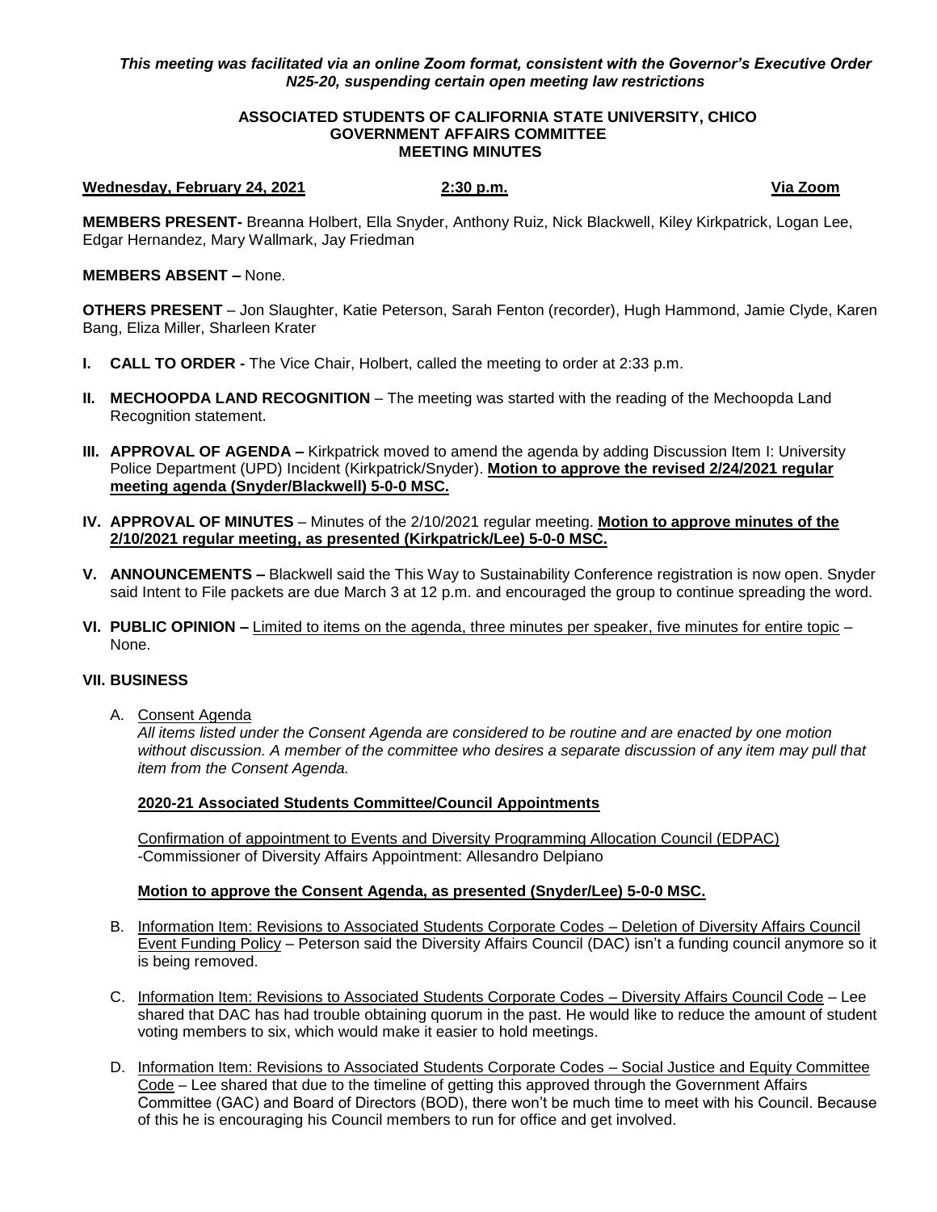*This meeting was facilitated via an online Zoom format, consistent with the Governor's Executive Order N25-20, suspending certain open meeting law restrictions*

**ASSOCIATED STUDENTS OF CALIFORNIA STATE UNIVERSITY, CHICO**
**GOVERNMENT AFFAIRS COMMITTEE**
**MEETING MINUTES**

**Wednesday, February 24, 2021** **2:30 p.m.** **Via Zoom**

**MEMBERS PRESENT-** Breanna Holbert, Ella Snyder, Anthony Ruiz, Nick Blackwell, Kiley Kirkpatrick, Logan Lee, Edgar Hernandez, Mary Wallmark, Jay Friedman

**MEMBERS ABSENT –** None.

**OTHERS PRESENT** – Jon Slaughter, Katie Peterson, Sarah Fenton (recorder), Hugh Hammond, Jamie Clyde, Karen Bang, Eliza Miller, Sharleen Krater

**I. CALL TO ORDER -** The Vice Chair, Holbert, called the meeting to order at 2:33 p.m.

**II. MECHOOPDA LAND RECOGNITION** – The meeting was started with the reading of the Mechoopda Land Recognition statement.

**III. APPROVAL OF AGENDA –** Kirkpatrick moved to amend the agenda by adding Discussion Item I: University Police Department (UPD) Incident (Kirkpatrick/Snyder). **Motion to approve the revised 2/24/2021 regular meeting agenda (Snyder/Blackwell) 5-0-0 MSC.**

**IV. APPROVAL OF MINUTES** – Minutes of the 2/10/2021 regular meeting. **Motion to approve minutes of the 2/10/2021 regular meeting, as presented (Kirkpatrick/Lee) 5-0-0 MSC.**

**V. ANNOUNCEMENTS –** Blackwell said the This Way to Sustainability Conference registration is now open. Snyder said Intent to File packets are due March 3 at 12 p.m. and encouraged the group to continue spreading the word.

**VI. PUBLIC OPINION –** Limited to items on the agenda, three minutes per speaker, five minutes for entire topic – None.

**VII. BUSINESS**

A. Consent Agenda

*All items listed under the Consent Agenda are considered to be routine and are enacted by one motion without discussion. A member of the committee who desires a separate discussion of any item may pull that item from the Consent Agenda.*

**2020-21 Associated Students Committee/Council Appointments**

Confirmation of appointment to Events and Diversity Programming Allocation Council (EDPAC)
-Commissioner of Diversity Affairs Appointment: Allesandro Delpiano

**Motion to approve the Consent Agenda, as presented (Snyder/Lee) 5-0-0 MSC.**

B. Information Item: Revisions to Associated Students Corporate Codes – Deletion of Diversity Affairs Council Event Funding Policy – Peterson said the Diversity Affairs Council (DAC) isn't a funding council anymore so it is being removed.

C. Information Item: Revisions to Associated Students Corporate Codes – Diversity Affairs Council Code – Lee shared that DAC has had trouble obtaining quorum in the past. He would like to reduce the amount of student voting members to six, which would make it easier to hold meetings.

D. Information Item: Revisions to Associated Students Corporate Codes – Social Justice and Equity Committee Code – Lee shared that due to the timeline of getting this approved through the Government Affairs Committee (GAC) and Board of Directors (BOD), there won't be much time to meet with his Council. Because of this he is encouraging his Council members to run for office and get involved.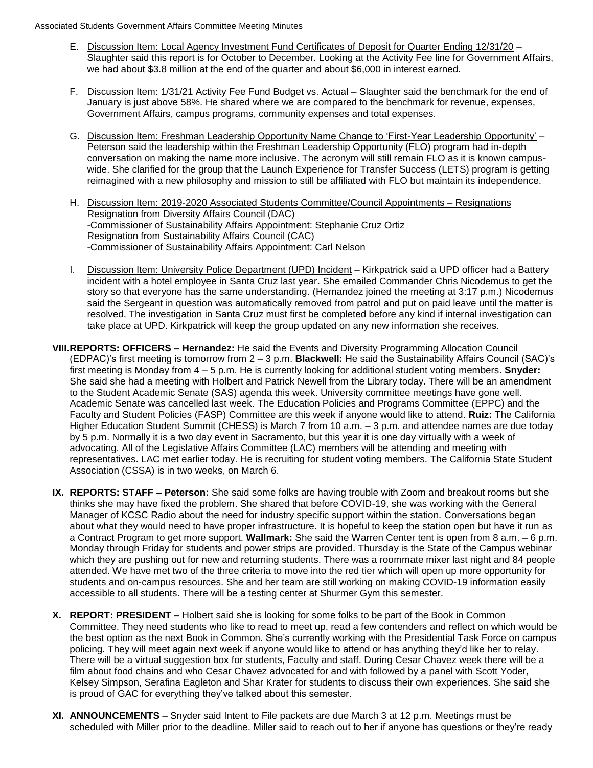E. Discussion Item: Local Agency Investment Fund Certificates of Deposit for Quarter Ending 12/31/20 – Slaughter said this report is for October to December. Looking at the Activity Fee line for Government Affairs, we had about $3.8 million at the end of the quarter and about $6,000 in interest earned.

F. Discussion Item: 1/31/21 Activity Fee Fund Budget vs. Actual – Slaughter said the benchmark for the end of January is just above 58%. He shared where we are compared to the benchmark for revenue, expenses, Government Affairs, campus programs, community expenses and total expenses.

G. Discussion Item: Freshman Leadership Opportunity Name Change to 'First-Year Leadership Opportunity' – Peterson said the leadership within the Freshman Leadership Opportunity (FLO) program had in-depth conversation on making the name more inclusive. The acronym will still remain FLO as it is known campus-wide. She clarified for the group that the Launch Experience for Transfer Success (LETS) program is getting reimagined with a new philosophy and mission to still be affiliated with FLO but maintain its independence.

H. Discussion Item: 2019-2020 Associated Students Committee/Council Appointments – Resignations
Resignation from Diversity Affairs Council (DAC)
-Commissioner of Sustainability Affairs Appointment: Stephanie Cruz Ortiz
Resignation from Sustainability Affairs Council (CAC)
-Commissioner of Sustainability Affairs Appointment: Carl Nelson

I. Discussion Item: University Police Department (UPD) Incident – Kirkpatrick said a UPD officer had a Battery incident with a hotel employee in Santa Cruz last year. She emailed Commander Chris Nicodemus to get the story so that everyone has the same understanding. (Hernandez joined the meeting at 3:17 p.m.) Nicodemus said the Sergeant in question was automatically removed from patrol and put on paid leave until the matter is resolved. The investigation in Santa Cruz must first be completed before any kind if internal investigation can take place at UPD. Kirkpatrick will keep the group updated on any new information she receives.

**VIII. REPORTS: OFFICERS – Hernandez:** He said the Events and Diversity Programming Allocation Council (EDPAC)'s first meeting is tomorrow from 2 – 3 p.m. **Blackwell:** He said the Sustainability Affairs Council (SAC)'s first meeting is Monday from 4 – 5 p.m. He is currently looking for additional student voting members. **Snyder:** She said she had a meeting with Holbert and Patrick Newell from the Library today. There will be an amendment to the Student Academic Senate (SAS) agenda this week. University committee meetings have gone well. Academic Senate was cancelled last week. The Education Policies and Programs Committee (EPPC) and the Faculty and Student Policies (FASP) Committee are this week if anyone would like to attend. **Ruiz:** The California Higher Education Student Summit (CHESS) is March 7 from 10 a.m. – 3 p.m. and attendee names are due today by 5 p.m. Normally it is a two day event in Sacramento, but this year it is one day virtually with a week of advocating. All of the Legislative Affairs Committee (LAC) members will be attending and meeting with representatives. LAC met earlier today. He is recruiting for student voting members. The California State Student Association (CSSA) is in two weeks, on March 6.

**IX. REPORTS: STAFF – Peterson:** She said some folks are having trouble with Zoom and breakout rooms but she thinks she may have fixed the problem. She shared that before COVID-19, she was working with the General Manager of KCSC Radio about the need for industry specific support within the station. Conversations began about what they would need to have proper infrastructure. It is hopeful to keep the station open but have it run as a Contract Program to get more support. **Wallmark:** She said the Warren Center tent is open from 8 a.m. – 6 p.m. Monday through Friday for students and power strips are provided. Thursday is the State of the Campus webinar which they are pushing out for new and returning students. There was a roommate mixer last night and 84 people attended. We have met two of the three criteria to move into the red tier which will open up more opportunity for students and on-campus resources. She and her team are still working on making COVID-19 information easily accessible to all students. There will be a testing center at Shurmer Gym this semester.

**X. REPORT: PRESIDENT –** Holbert said she is looking for some folks to be part of the Book in Common Committee. They need students who like to read to meet up, read a few contenders and reflect on which would be the best option as the next Book in Common. She's currently working with the Presidential Task Force on campus policing. They will meet again next week if anyone would like to attend or has anything they'd like her to relay. There will be a virtual suggestion box for students, Faculty and staff. During Cesar Chavez week there will be a film about food chains and who Cesar Chavez advocated for and with followed by a panel with Scott Yoder, Kelsey Simpson, Serafina Eagleton and Shar Krater for students to discuss their own experiences. She said she is proud of GAC for everything they've talked about this semester.

**XI. ANNOUNCEMENTS** – Snyder said Intent to File packets are due March 3 at 12 p.m. Meetings must be scheduled with Miller prior to the deadline. Miller said to reach out to her if anyone has questions or they're ready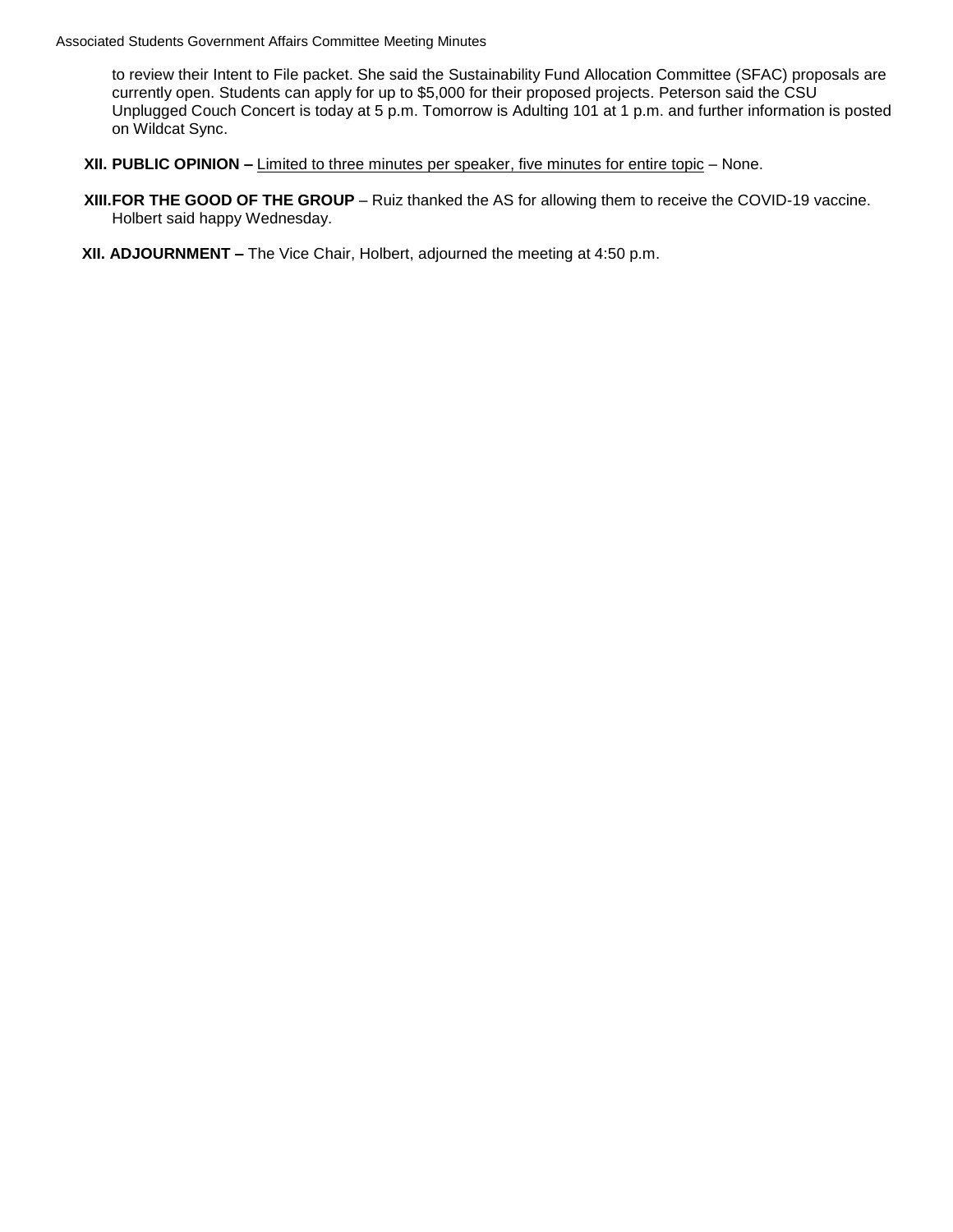to review their Intent to File packet. She said the Sustainability Fund Allocation Committee (SFAC) proposals are currently open. Students can apply for up to $5,000 for their proposed projects. Peterson said the CSU Unplugged Couch Concert is today at 5 p.m. Tomorrow is Adulting 101 at 1 p.m. and further information is posted on Wildcat Sync.

**XII. PUBLIC OPINION –** <u>Limited to three minutes per speaker, five minutes for entire topic</u> – None.

**XIII.FOR THE GOOD OF THE GROUP** – Ruiz thanked the AS for allowing them to receive the COVID-19 vaccine. Holbert said happy Wednesday.

**XII. ADJOURNMENT –** The Vice Chair, Holbert, adjourned the meeting at 4:50 p.m.